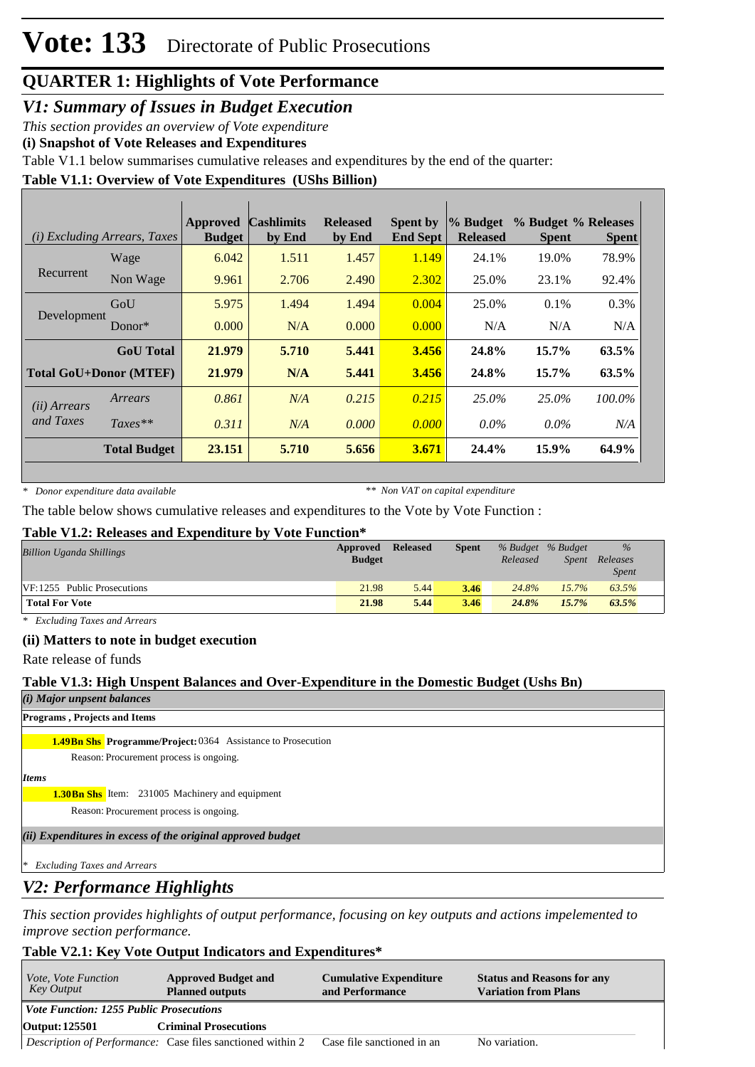# Vote: 133 Directorate of Public Prosecutions

## QUARTER 1: Highlights of Vote Performance

### *V1: Summary of Issues in Budget Execution*

*This section provides an overview of Vote expenditure*

**(i) Snapshot of Vote Releases and Expenditures**

Table V1.1 below summarises cumulative releases and expenditures by the end of the quarter:

**Table V1.1: Overview of Vote Expenditures (UShs Billion)**

| *(i) Excluding Arrears, Taxes* | | Approved Budget | Cashlimits by End | Released by End | Spent by End Sept | % Budget Released | % Budget Spent | % Releases Spent |
|---|---|---|---|---|---|---|---|---|
| Recurrent | Wage | 6.042 | 1.511 | 1.457 | 1.149 | 24.1% | 19.0% | 78.9% |
| | Non Wage | 9.961 | 2.706 | 2.490 | 2.302 | 25.0% | 23.1% | 92.4% |
| Development | GoU | 5.975 | 1.494 | 1.494 | 0.004 | 25.0% | 0.1% | 0.3% |
| | Donor* | 0.000 | N/A | 0.000 | 0.000 | N/A | N/A | N/A |
| | **GoU Total** | **21.979** | **5.710** | **5.441** | **3.456** | **24.8%** | **15.7%** | **63.5%** |
| **Total GoU+Donor (MTEF)** | | **21.979** | **N/A** | **5.441** | **3.456** | **24.8%** | **15.7%** | **63.5%** |
| *(ii) Arrears and Taxes* | *Arrears* | *0.861* | *N/A* | *0.215* | *0.215* | *25.0%* | *25.0%* | *100.0%* |
| | *Taxes*** | *0.311* | *N/A* | *0.000* | *0.000* | *0.0%* | *0.0%* | *N/A* |
| | **Total Budget** | **23.151** | **5.710** | **5.656** | **3.671** | **24.4%** | **15.9%** | **64.9%** |

*\* Donor expenditure data available*  *\*\* Non VAT on capital expenditure*

The table below shows cumulative releases and expenditures to the Vote by Vote Function :

**Table V1.2: Releases and Expenditure by Vote Function\***

| *Billion Uganda Shillings* | Approved Budget | Released | Spent | *% Budget Released* | *% Budget Spent* | *% Releases Spent* |
|---|---|---|---|---|---|---|
| VF:1255 Public Prosecutions | 21.98 | 5.44 | 3.46 | *24.8%* | *15.7%* | *63.5%* |
| **Total For Vote** | **21.98** | **5.44** | **3.46** | ***24.8%*** | ***15.7%*** | ***63.5%*** |

*\* Excluding Taxes and Arrears*

**(ii) Matters to note in budget execution**

Rate release of funds

**Table V1.3: High Unspent Balances and Over-Expenditure in the Domestic Budget (Ushs Bn)**

***(i) Major unpsent balances***

**Programs , Projects and Items**

**1.49Bn Shs** **Programme/Project:** 0364 Assistance to Prosecution

Reason: Procurement process is ongoing.

***Items***

**1.30Bn Shs** Item: 231005 Machinery and equipment

Reason: Procurement process is ongoing.

***(ii) Expenditures in excess of the original approved budget***

*\* Excluding Taxes and Arrears*

### *V2: Performance Highlights*

*This section provides highlights of output performance, focusing on key outputs and actions impelemented to improve section performance.*

**Table V2.1: Key Vote Output Indicators and Expenditures\***

| *Vote, Vote Function Key Output* | Approved Budget and Planned outputs | Cumulative Expenditure and Performance | Status and Reasons for any Variation from Plans |
|---|---|---|---|
| ***Vote Function: 1255 Public Prosecutions*** | | | |
| **Output: 125501** | **Criminal Prosecutions** | | |
| *Description of Performance:* | Case files sanctioned within 2 | Case file sanctioned in an | No variation. |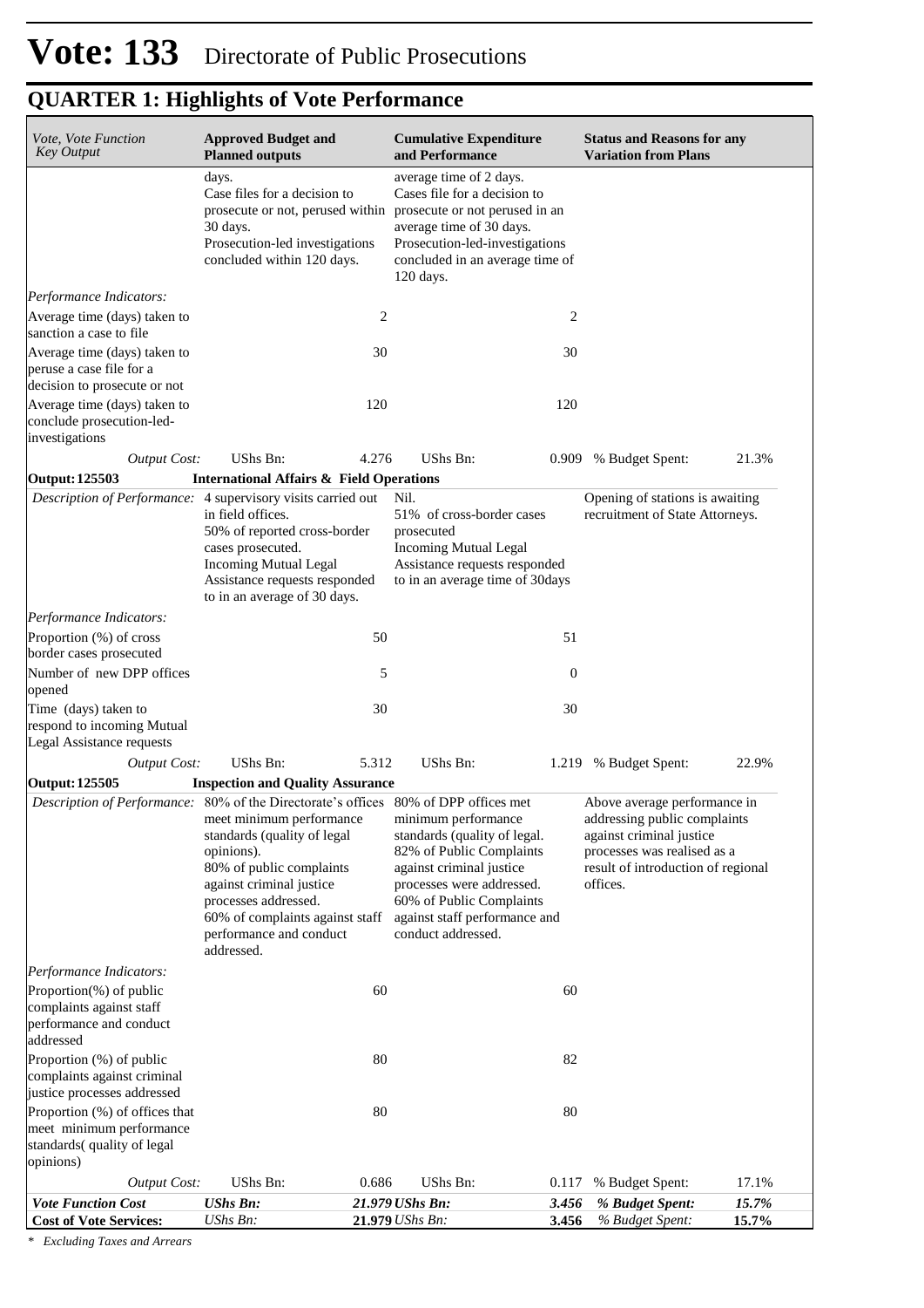# Vote: 133 Directorate of Public Prosecutions

## QUARTER 1: Highlights of Vote Performance

| *Vote, Vote Function Key Output* | **Approved Budget and Planned outputs** | | **Cumulative Expenditure and Performance** | | **Status and Reasons for any Variation from Plans** | |
|---|---|---|---|---|---|---|
| | days. Case files for a decision to prosecute or not, perused within 30 days. Prosecution-led investigations concluded within 120 days. | | average time of 2 days. Cases file for a decision to prosecute or not perused in an average time of 30 days. Prosecution-led-investigations concluded in an average time of 120 days. | | | |
| *Performance Indicators:* | | | | | | |
| Average time (days) taken to sanction a case to file | | 2 | | 2 | | |
| Average time (days) taken to peruse a case file for a decision to prosecute or not | | 30 | | 30 | | |
| Average time (days) taken to conclude prosecution-led-investigations | | 120 | | 120 | | |
| *Output Cost:* | UShs Bn: | 4.276 | UShs Bn: | 0.909 | % Budget Spent: | 21.3% |
| **Output: 125503** | **International Affairs & Field Operations** | | | | | |
| *Description of Performance:* | 4 supervisory visits carried out in field offices. 50% of reported cross-border cases prosecuted. Incoming Mutual Legal Assistance requests responded to in an average of 30 days. | | Nil. 51% of cross-border cases prosecuted Incoming Mutual Legal Assistance requests responded to in an average time of 30days | | Opening of stations is awaiting recruitment of State Attorneys. | |
| *Performance Indicators:* | | | | | | |
| Proportion (%) of cross border cases prosecuted | | 50 | | 51 | | |
| Number of new DPP offices opened | | 5 | | 0 | | |
| Time (days) taken to respond to incoming Mutual Legal Assistance requests | | 30 | | 30 | | |
| *Output Cost:* | UShs Bn: | 5.312 | UShs Bn: | 1.219 | % Budget Spent: | 22.9% |
| **Output: 125505** | **Inspection and Quality Assurance** | | | | | |
| *Description of Performance:* | 80% of the Directorate's offices meet minimum performance standards (quality of legal opinions). 80% of public complaints against criminal justice processes addressed. 60% of complaints against staff performance and conduct addressed. | | 80% of DPP offices met minimum performance standards (quality of legal. 82% of Public Complaints against criminal justice processes were addressed. 60% of Public Complaints against staff performance and conduct addressed. | | Above average performance in addressing public complaints against criminal justice processes was realised as a result of introduction of regional offices. | |
| *Performance Indicators:* | | | | | | |
| Proportion(%) of public complaints against staff performance and conduct addressed | | 60 | | 60 | | |
| Proportion (%) of public complaints against criminal justice processes addressed | | 80 | | 82 | | |
| Proportion (%) of offices that meet minimum performance standards( quality of legal opinions) | | 80 | | 80 | | |
| *Output Cost:* | UShs Bn: | 0.686 | UShs Bn: | 0.117 | % Budget Spent: | 17.1% |
| ***Vote Function Cost*** | ***UShs Bn:*** | ***21.979*** | ***UShs Bn:*** | ***3.456*** | ***% Budget Spent:*** | ***15.7%*** |
| **Cost of Vote Services:** | *UShs Bn:* | **21.979** | *UShs Bn:* | **3.456** | *% Budget Spent:* | **15.7%** |

*\* Excluding Taxes and Arrears*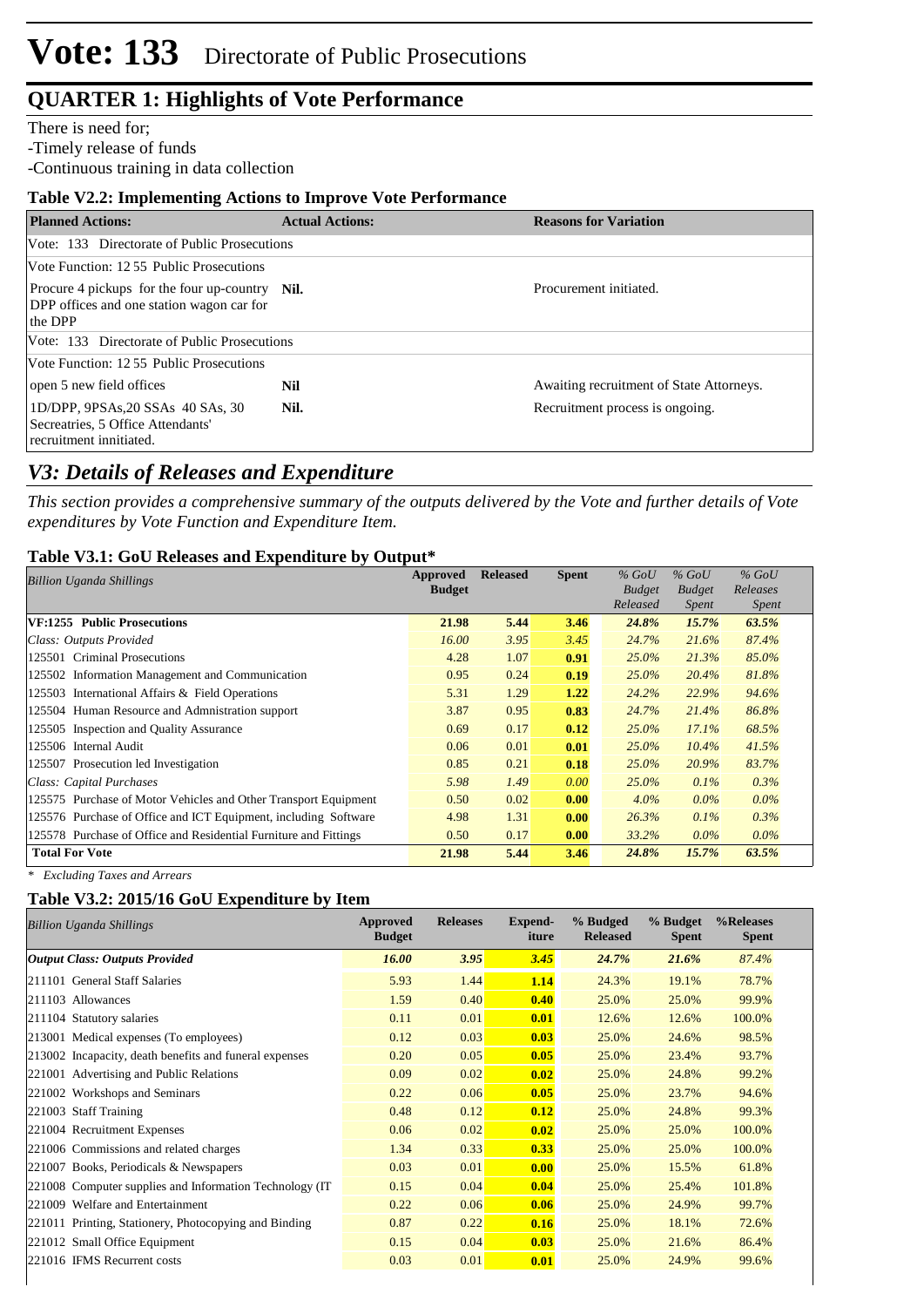# Vote: 133 Directorate of Public Prosecutions

## QUARTER 1: Highlights of Vote Performance

There is need for;
-Timely release of funds
-Continuous training in data collection

### Table V2.2: Implementing Actions to Improve Vote Performance

| Planned Actions: | Actual Actions: | Reasons for Variation |
|---|---|---|
| Vote: 133 Directorate of Public Prosecutions | | |
| Vote Function: 12 55 Public Prosecutions | | |
| Procure 4 pickups for the four up-country DPP offices and one station wagon car for the DPP | Nil. | Procurement initiated. |
| Vote: 133 Directorate of Public Prosecutions | | |
| Vote Function: 12 55 Public Prosecutions | | |
| open 5 new field offices | Nil | Awaiting recruitment of State Attorneys. |
| 1D/DPP, 9PSAs,20 SSAs 40 SAs, 30 Secreatries, 5 Office Attendants' recruitment innitiated. | Nil. | Recruitment process is ongoing. |

## *V3: Details of Releases and Expenditure*

*This section provides a comprehensive summary of the outputs delivered by the Vote and further details of Vote expenditures by Vote Function and Expenditure Item.*

### Table V3.1: GoU Releases and Expenditure by Output*

| *Billion Uganda Shillings* | Approved Budget | Released | Spent | *% GoU Budget Released* | *% GoU Budget Spent* | *% GoU Releases Spent* |
|---|---|---|---|---|---|---|
| **VF:1255 Public Prosecutions** | **21.98** | **5.44** | **3.46** | ***24.8%*** | ***15.7%*** | ***63.5%*** |
| *Class: Outputs Provided* | *16.00* | *3.95* | *3.45* | *24.7%* | *21.6%* | *87.4%* |
| 125501 Criminal Prosecutions | 4.28 | 1.07 | **0.91** | *25.0%* | *21.3%* | *85.0%* |
| 125502 Information Management and Communication | 0.95 | 0.24 | **0.19** | *25.0%* | *20.4%* | *81.8%* |
| 125503 International Affairs & Field Operations | 5.31 | 1.29 | **1.22** | *24.2%* | *22.9%* | *94.6%* |
| 125504 Human Resource and Admnistration support | 3.87 | 0.95 | **0.83** | *24.7%* | *21.4%* | *86.8%* |
| 125505 Inspection and Quality Assurance | 0.69 | 0.17 | **0.12** | *25.0%* | *17.1%* | *68.5%* |
| 125506 Internal Audit | 0.06 | 0.01 | **0.01** | *25.0%* | *10.4%* | *41.5%* |
| 125507 Prosecution led Investigation | 0.85 | 0.21 | **0.18** | *25.0%* | *20.9%* | *83.7%* |
| *Class: Capital Purchases* | *5.98* | *1.49* | *0.00* | *25.0%* | *0.1%* | *0.3%* |
| 125575 Purchase of Motor Vehicles and Other Transport Equipment | 0.50 | 0.02 | **0.00** | *4.0%* | *0.0%* | *0.0%* |
| 125576 Purchase of Office and ICT Equipment, including Software | 4.98 | 1.31 | **0.00** | *26.3%* | *0.1%* | *0.3%* |
| 125578 Purchase of Office and Residential Furniture and Fittings | 0.50 | 0.17 | **0.00** | *33.2%* | *0.0%* | *0.0%* |
| **Total For Vote** | **21.98** | **5.44** | **3.46** | ***24.8%*** | ***15.7%*** | ***63.5%*** |

*\* Excluding Taxes and Arrears*

### Table V3.2: 2015/16 GoU Expenditure by Item

| *Billion Uganda Shillings* | Approved Budget | Releases | Expend-iture | % Budged Released | % Budget Spent | %Releases Spent |
|---|---|---|---|---|---|---|
| ***Output Class: Outputs Provided*** | ***16.00*** | ***3.95*** | ***3.45*** | *24.7%* | *21.6%* | *87.4%* |
| 211101 General Staff Salaries | 5.93 | 1.44 | **1.14** | 24.3% | 19.1% | 78.7% |
| 211103 Allowances | 1.59 | 0.40 | **0.40** | 25.0% | 25.0% | 99.9% |
| 211104 Statutory salaries | 0.11 | 0.01 | **0.01** | 12.6% | 12.6% | 100.0% |
| 213001 Medical expenses (To employees) | 0.12 | 0.03 | **0.03** | 25.0% | 24.6% | 98.5% |
| 213002 Incapacity, death benefits and funeral expenses | 0.20 | 0.05 | **0.05** | 25.0% | 23.4% | 93.7% |
| 221001 Advertising and Public Relations | 0.09 | 0.02 | **0.02** | 25.0% | 24.8% | 99.2% |
| 221002 Workshops and Seminars | 0.22 | 0.06 | **0.05** | 25.0% | 23.7% | 94.6% |
| 221003 Staff Training | 0.48 | 0.12 | **0.12** | 25.0% | 24.8% | 99.3% |
| 221004 Recruitment Expenses | 0.06 | 0.02 | **0.02** | 25.0% | 25.0% | 100.0% |
| 221006 Commissions and related charges | 1.34 | 0.33 | **0.33** | 25.0% | 25.0% | 100.0% |
| 221007 Books, Periodicals & Newspapers | 0.03 | 0.01 | **0.00** | 25.0% | 15.5% | 61.8% |
| 221008 Computer supplies and Information Technology (IT | 0.15 | 0.04 | **0.04** | 25.0% | 25.4% | 101.8% |
| 221009 Welfare and Entertainment | 0.22 | 0.06 | **0.06** | 25.0% | 24.9% | 99.7% |
| 221011 Printing, Stationery, Photocopying and Binding | 0.87 | 0.22 | **0.16** | 25.0% | 18.1% | 72.6% |
| 221012 Small Office Equipment | 0.15 | 0.04 | **0.03** | 25.0% | 21.6% | 86.4% |
| 221016 IFMS Recurrent costs | 0.03 | 0.01 | **0.01** | 25.0% | 24.9% | 99.6% |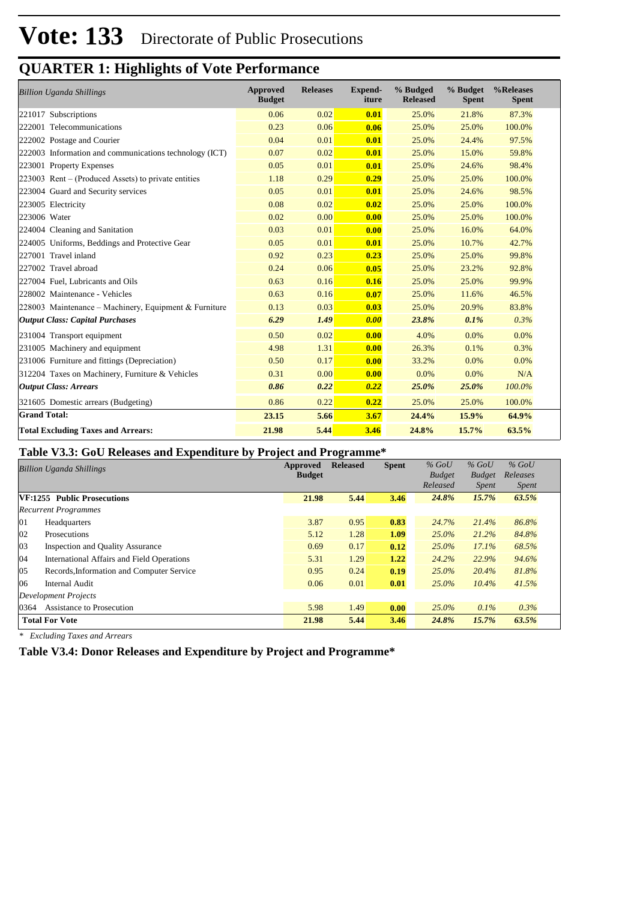# Vote: 133 Directorate of Public Prosecutions

## QUARTER 1: Highlights of Vote Performance

| *Billion Uganda Shillings* | Approved Budget | Releases | Expend-iture | % Budged Released | % Budget Spent | %Releases Spent |
|---|---|---|---|---|---|---|
| 221017 Subscriptions | 0.06 | 0.02 | **0.01** | 25.0% | 21.8% | 87.3% |
| 222001 Telecommunications | 0.23 | 0.06 | **0.06** | 25.0% | 25.0% | 100.0% |
| 222002 Postage and Courier | 0.04 | 0.01 | **0.01** | 25.0% | 24.4% | 97.5% |
| 222003 Information and communications technology (ICT) | 0.07 | 0.02 | **0.01** | 25.0% | 15.0% | 59.8% |
| 223001 Property Expenses | 0.05 | 0.01 | **0.01** | 25.0% | 24.6% | 98.4% |
| 223003 Rent – (Produced Assets) to private entities | 1.18 | 0.29 | **0.29** | 25.0% | 25.0% | 100.0% |
| 223004 Guard and Security services | 0.05 | 0.01 | **0.01** | 25.0% | 24.6% | 98.5% |
| 223005 Electricity | 0.08 | 0.02 | **0.02** | 25.0% | 25.0% | 100.0% |
| 223006 Water | 0.02 | 0.00 | **0.00** | 25.0% | 25.0% | 100.0% |
| 224004 Cleaning and Sanitation | 0.03 | 0.01 | **0.00** | 25.0% | 16.0% | 64.0% |
| 224005 Uniforms, Beddings and Protective Gear | 0.05 | 0.01 | **0.01** | 25.0% | 10.7% | 42.7% |
| 227001 Travel inland | 0.92 | 0.23 | **0.23** | 25.0% | 25.0% | 99.8% |
| 227002 Travel abroad | 0.24 | 0.06 | **0.05** | 25.0% | 23.2% | 92.8% |
| 227004 Fuel, Lubricants and Oils | 0.63 | 0.16 | **0.16** | 25.0% | 25.0% | 99.9% |
| 228002 Maintenance - Vehicles | 0.63 | 0.16 | **0.07** | 25.0% | 11.6% | 46.5% |
| 228003 Maintenance – Machinery, Equipment & Furniture | 0.13 | 0.03 | **0.03** | 25.0% | 20.9% | 83.8% |
| ***Output Class: Capital Purchases*** | ***6.29*** | ***1.49*** | ***0.00*** | ***23.8%*** | ***0.1%*** | *0.3%* |
| 231004 Transport equipment | 0.50 | 0.02 | **0.00** | 4.0% | 0.0% | 0.0% |
| 231005 Machinery and equipment | 4.98 | 1.31 | **0.00** | 26.3% | 0.1% | 0.3% |
| 231006 Furniture and fittings (Depreciation) | 0.50 | 0.17 | **0.00** | 33.2% | 0.0% | 0.0% |
| 312204 Taxes on Machinery, Furniture & Vehicles | 0.31 | 0.00 | **0.00** | 0.0% | 0.0% | N/A |
| ***Output Class: Arrears*** | ***0.86*** | ***0.22*** | ***0.22*** | ***25.0%*** | ***25.0%*** | *100.0%* |
| 321605 Domestic arrears (Budgeting) | 0.86 | 0.22 | **0.22** | 25.0% | 25.0% | 100.0% |
| **Grand Total:** | **23.15** | **5.66** | **3.67** | **24.4%** | **15.9%** | **64.9%** |
| **Total Excluding Taxes and Arrears:** | **21.98** | **5.44** | **3.46** | **24.8%** | **15.7%** | **63.5%** |

### Table V3.3: GoU Releases and Expenditure by Project and Programme*

| *Billion Uganda Shillings* | | Approved Budget | Released | Spent | *% GoU Budget Released* | *% GoU Budget Spent* | *% GoU Releases Spent* |
|---|---|---|---|---|---|---|---|
| **VF:1255** | **Public Prosecutions** | **21.98** | **5.44** | **3.46** | ***24.8%*** | ***15.7%*** | ***63.5%*** |
| *Recurrent Programmes* | | | | | | | |
| 01 | Headquarters | 3.87 | 0.95 | **0.83** | *24.7%* | *21.4%* | *86.8%* |
| 02 | Prosecutions | 5.12 | 1.28 | **1.09** | *25.0%* | *21.2%* | *84.8%* |
| 03 | Inspection and Quality Assurance | 0.69 | 0.17 | **0.12** | *25.0%* | *17.1%* | *68.5%* |
| 04 | International Affairs and Field Operations | 5.31 | 1.29 | **1.22** | *24.2%* | *22.9%* | *94.6%* |
| 05 | Records,Information and Computer Service | 0.95 | 0.24 | **0.19** | *25.0%* | *20.4%* | *81.8%* |
| 06 | Internal Audit | 0.06 | 0.01 | **0.01** | *25.0%* | *10.4%* | *41.5%* |
| *Development Projects* | | | | | | | |
| 0364 | Assistance to Prosecution | 5.98 | 1.49 | **0.00** | *25.0%* | *0.1%* | *0.3%* |
| **Total For Vote** | | **21.98** | **5.44** | **3.46** | ***24.8%*** | ***15.7%*** | ***63.5%*** |

*\* Excluding Taxes and Arrears*

### Table V3.4: Donor Releases and Expenditure by Project and Programme*